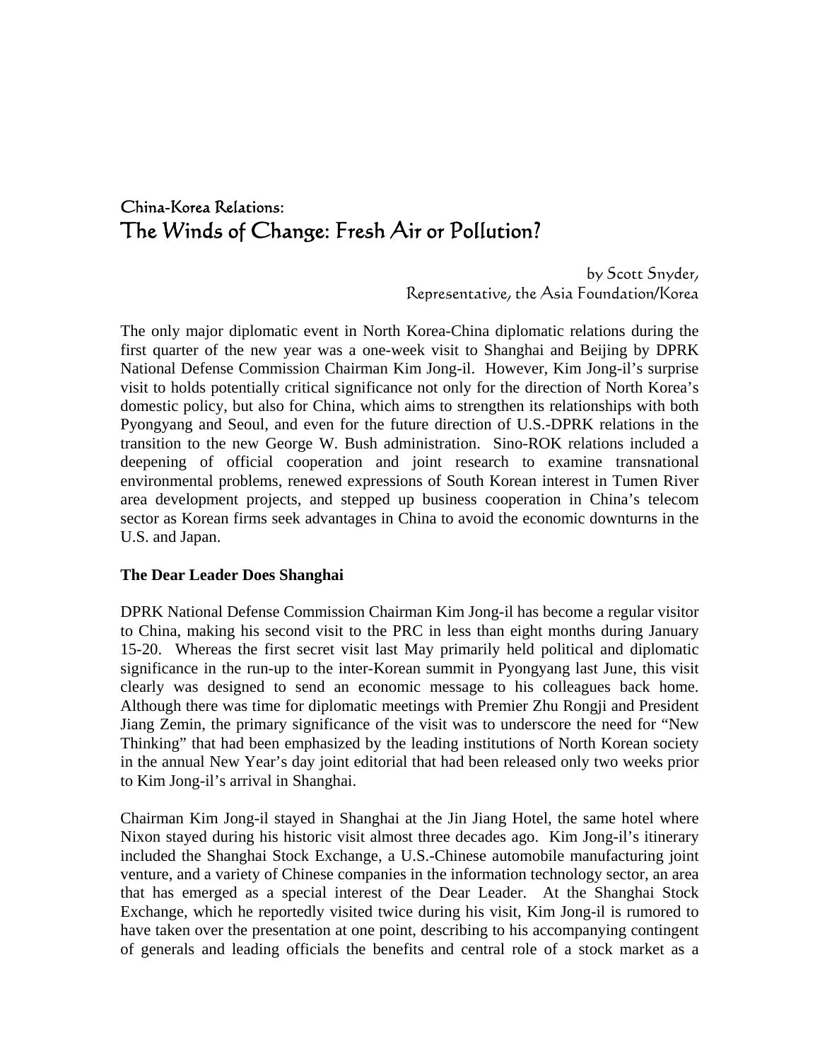# China-Korea Relations:
# The Winds of Change: Fresh Air or Pollution?

by Scott Snyder,
Representative, the Asia Foundation/Korea

The only major diplomatic event in North Korea-China diplomatic relations during the first quarter of the new year was a one-week visit to Shanghai and Beijing by DPRK National Defense Commission Chairman Kim Jong-il. However, Kim Jong-il's surprise visit to holds potentially critical significance not only for the direction of North Korea's domestic policy, but also for China, which aims to strengthen its relationships with both Pyongyang and Seoul, and even for the future direction of U.S.-DPRK relations in the transition to the new George W. Bush administration. Sino-ROK relations included a deepening of official cooperation and joint research to examine transnational environmental problems, renewed expressions of South Korean interest in Tumen River area development projects, and stepped up business cooperation in China's telecom sector as Korean firms seek advantages in China to avoid the economic downturns in the U.S. and Japan.

**The Dear Leader Does Shanghai**

DPRK National Defense Commission Chairman Kim Jong-il has become a regular visitor to China, making his second visit to the PRC in less than eight months during January 15-20. Whereas the first secret visit last May primarily held political and diplomatic significance in the run-up to the inter-Korean summit in Pyongyang last June, this visit clearly was designed to send an economic message to his colleagues back home. Although there was time for diplomatic meetings with Premier Zhu Rongji and President Jiang Zemin, the primary significance of the visit was to underscore the need for "New Thinking" that had been emphasized by the leading institutions of North Korean society in the annual New Year's day joint editorial that had been released only two weeks prior to Kim Jong-il's arrival in Shanghai.

Chairman Kim Jong-il stayed in Shanghai at the Jin Jiang Hotel, the same hotel where Nixon stayed during his historic visit almost three decades ago. Kim Jong-il's itinerary included the Shanghai Stock Exchange, a U.S.-Chinese automobile manufacturing joint venture, and a variety of Chinese companies in the information technology sector, an area that has emerged as a special interest of the Dear Leader. At the Shanghai Stock Exchange, which he reportedly visited twice during his visit, Kim Jong-il is rumored to have taken over the presentation at one point, describing to his accompanying contingent of generals and leading officials the benefits and central role of a stock market as a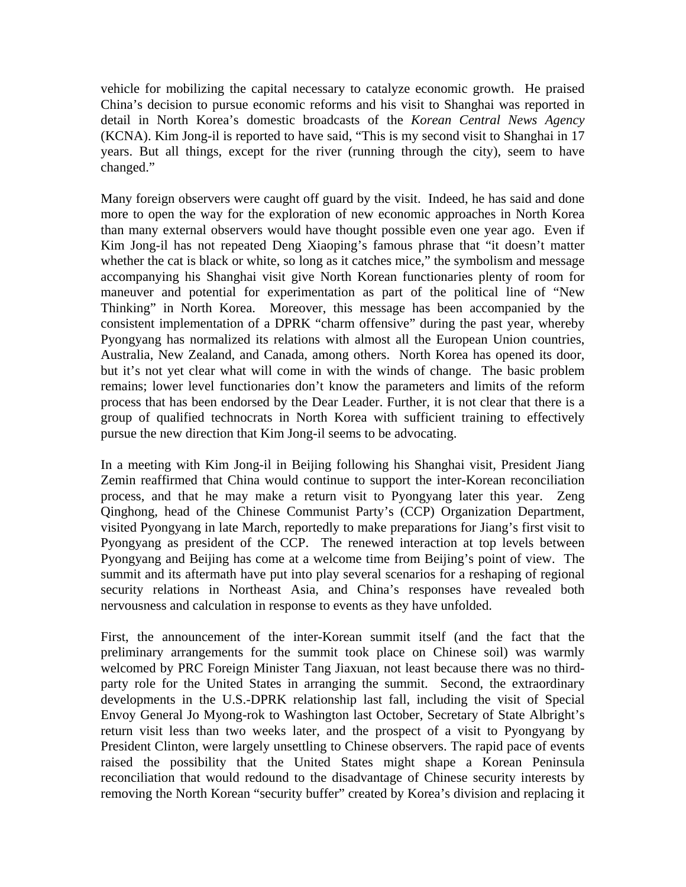vehicle for mobilizing the capital necessary to catalyze economic growth. He praised China's decision to pursue economic reforms and his visit to Shanghai was reported in detail in North Korea's domestic broadcasts of the *Korean Central News Agency* (KCNA). Kim Jong-il is reported to have said, "This is my second visit to Shanghai in 17 years. But all things, except for the river (running through the city), seem to have changed."

Many foreign observers were caught off guard by the visit. Indeed, he has said and done more to open the way for the exploration of new economic approaches in North Korea than many external observers would have thought possible even one year ago. Even if Kim Jong-il has not repeated Deng Xiaoping's famous phrase that "it doesn't matter whether the cat is black or white, so long as it catches mice," the symbolism and message accompanying his Shanghai visit give North Korean functionaries plenty of room for maneuver and potential for experimentation as part of the political line of "New Thinking" in North Korea. Moreover, this message has been accompanied by the consistent implementation of a DPRK "charm offensive" during the past year, whereby Pyongyang has normalized its relations with almost all the European Union countries, Australia, New Zealand, and Canada, among others. North Korea has opened its door, but it's not yet clear what will come in with the winds of change. The basic problem remains; lower level functionaries don't know the parameters and limits of the reform process that has been endorsed by the Dear Leader. Further, it is not clear that there is a group of qualified technocrats in North Korea with sufficient training to effectively pursue the new direction that Kim Jong-il seems to be advocating.

In a meeting with Kim Jong-il in Beijing following his Shanghai visit, President Jiang Zemin reaffirmed that China would continue to support the inter-Korean reconciliation process, and that he may make a return visit to Pyongyang later this year. Zeng Qinghong, head of the Chinese Communist Party's (CCP) Organization Department, visited Pyongyang in late March, reportedly to make preparations for Jiang's first visit to Pyongyang as president of the CCP. The renewed interaction at top levels between Pyongyang and Beijing has come at a welcome time from Beijing's point of view. The summit and its aftermath have put into play several scenarios for a reshaping of regional security relations in Northeast Asia, and China's responses have revealed both nervousness and calculation in response to events as they have unfolded.

First, the announcement of the inter-Korean summit itself (and the fact that the preliminary arrangements for the summit took place on Chinese soil) was warmly welcomed by PRC Foreign Minister Tang Jiaxuan, not least because there was no third-party role for the United States in arranging the summit. Second, the extraordinary developments in the U.S.-DPRK relationship last fall, including the visit of Special Envoy General Jo Myong-rok to Washington last October, Secretary of State Albright's return visit less than two weeks later, and the prospect of a visit to Pyongyang by President Clinton, were largely unsettling to Chinese observers. The rapid pace of events raised the possibility that the United States might shape a Korean Peninsula reconciliation that would redound to the disadvantage of Chinese security interests by removing the North Korean "security buffer" created by Korea's division and replacing it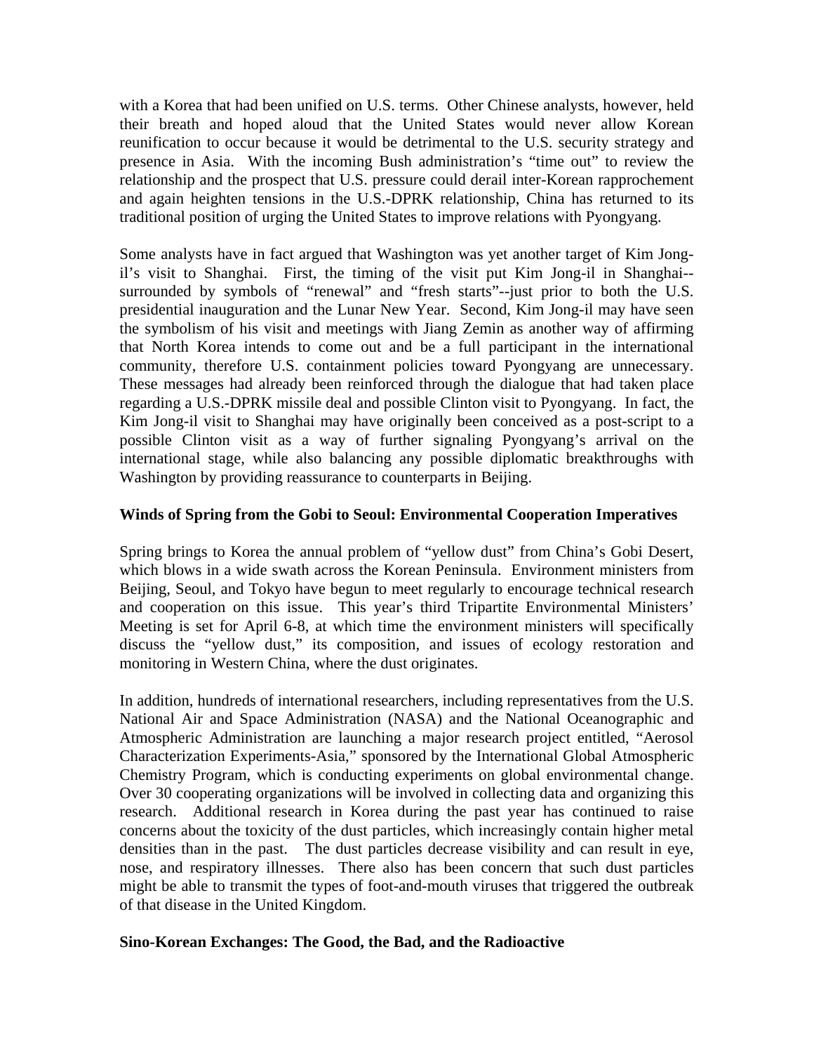with a Korea that had been unified on U.S. terms. Other Chinese analysts, however, held their breath and hoped aloud that the United States would never allow Korean reunification to occur because it would be detrimental to the U.S. security strategy and presence in Asia. With the incoming Bush administration's "time out" to review the relationship and the prospect that U.S. pressure could derail inter-Korean rapprochement and again heighten tensions in the U.S.-DPRK relationship, China has returned to its traditional position of urging the United States to improve relations with Pyongyang.

Some analysts have in fact argued that Washington was yet another target of Kim Jong-il's visit to Shanghai. First, the timing of the visit put Kim Jong-il in Shanghai--surrounded by symbols of "renewal" and "fresh starts"--just prior to both the U.S. presidential inauguration and the Lunar New Year. Second, Kim Jong-il may have seen the symbolism of his visit and meetings with Jiang Zemin as another way of affirming that North Korea intends to come out and be a full participant in the international community, therefore U.S. containment policies toward Pyongyang are unnecessary. These messages had already been reinforced through the dialogue that had taken place regarding a U.S.-DPRK missile deal and possible Clinton visit to Pyongyang. In fact, the Kim Jong-il visit to Shanghai may have originally been conceived as a post-script to a possible Clinton visit as a way of further signaling Pyongyang's arrival on the international stage, while also balancing any possible diplomatic breakthroughs with Washington by providing reassurance to counterparts in Beijing.

**Winds of Spring from the Gobi to Seoul: Environmental Cooperation Imperatives**

Spring brings to Korea the annual problem of "yellow dust" from China's Gobi Desert, which blows in a wide swath across the Korean Peninsula. Environment ministers from Beijing, Seoul, and Tokyo have begun to meet regularly to encourage technical research and cooperation on this issue. This year's third Tripartite Environmental Ministers' Meeting is set for April 6-8, at which time the environment ministers will specifically discuss the "yellow dust," its composition, and issues of ecology restoration and monitoring in Western China, where the dust originates.

In addition, hundreds of international researchers, including representatives from the U.S. National Air and Space Administration (NASA) and the National Oceanographic and Atmospheric Administration are launching a major research project entitled, "Aerosol Characterization Experiments-Asia," sponsored by the International Global Atmospheric Chemistry Program, which is conducting experiments on global environmental change. Over 30 cooperating organizations will be involved in collecting data and organizing this research. Additional research in Korea during the past year has continued to raise concerns about the toxicity of the dust particles, which increasingly contain higher metal densities than in the past. The dust particles decrease visibility and can result in eye, nose, and respiratory illnesses. There also has been concern that such dust particles might be able to transmit the types of foot-and-mouth viruses that triggered the outbreak of that disease in the United Kingdom.

**Sino-Korean Exchanges: The Good, the Bad, and the Radioactive**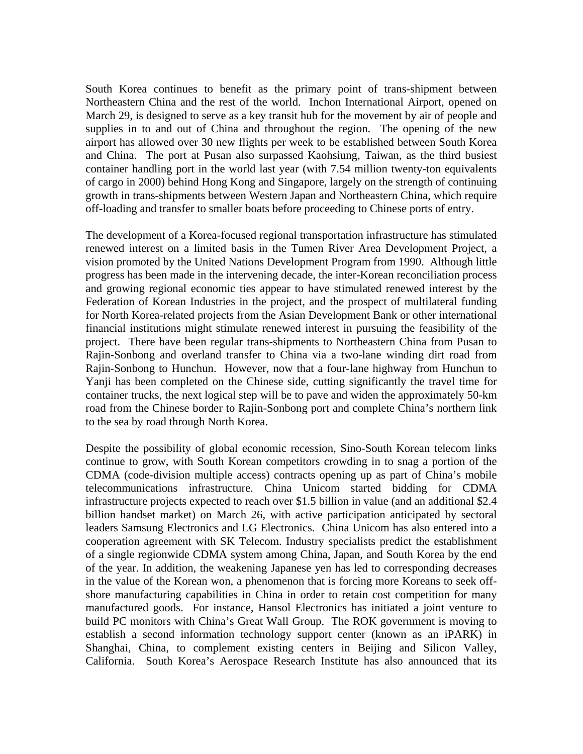South Korea continues to benefit as the primary point of trans-shipment between Northeastern China and the rest of the world. Inchon International Airport, opened on March 29, is designed to serve as a key transit hub for the movement by air of people and supplies in to and out of China and throughout the region. The opening of the new airport has allowed over 30 new flights per week to be established between South Korea and China. The port at Pusan also surpassed Kaohsiung, Taiwan, as the third busiest container handling port in the world last year (with 7.54 million twenty-ton equivalents of cargo in 2000) behind Hong Kong and Singapore, largely on the strength of continuing growth in trans-shipments between Western Japan and Northeastern China, which require off-loading and transfer to smaller boats before proceeding to Chinese ports of entry.

The development of a Korea-focused regional transportation infrastructure has stimulated renewed interest on a limited basis in the Tumen River Area Development Project, a vision promoted by the United Nations Development Program from 1990. Although little progress has been made in the intervening decade, the inter-Korean reconciliation process and growing regional economic ties appear to have stimulated renewed interest by the Federation of Korean Industries in the project, and the prospect of multilateral funding for North Korea-related projects from the Asian Development Bank or other international financial institutions might stimulate renewed interest in pursuing the feasibility of the project. There have been regular trans-shipments to Northeastern China from Pusan to Rajin-Sonbong and overland transfer to China via a two-lane winding dirt road from Rajin-Sonbong to Hunchun. However, now that a four-lane highway from Hunchun to Yanji has been completed on the Chinese side, cutting significantly the travel time for container trucks, the next logical step will be to pave and widen the approximately 50-km road from the Chinese border to Rajin-Sonbong port and complete China's northern link to the sea by road through North Korea.

Despite the possibility of global economic recession, Sino-South Korean telecom links continue to grow, with South Korean competitors crowding in to snag a portion of the CDMA (code-division multiple access) contracts opening up as part of China's mobile telecommunications infrastructure. China Unicom started bidding for CDMA infrastructure projects expected to reach over $1.5 billion in value (and an additional $2.4 billion handset market) on March 26, with active participation anticipated by sectoral leaders Samsung Electronics and LG Electronics. China Unicom has also entered into a cooperation agreement with SK Telecom. Industry specialists predict the establishment of a single regionwide CDMA system among China, Japan, and South Korea by the end of the year. In addition, the weakening Japanese yen has led to corresponding decreases in the value of the Korean won, a phenomenon that is forcing more Koreans to seek off-shore manufacturing capabilities in China in order to retain cost competition for many manufactured goods. For instance, Hansol Electronics has initiated a joint venture to build PC monitors with China's Great Wall Group. The ROK government is moving to establish a second information technology support center (known as an iPARK) in Shanghai, China, to complement existing centers in Beijing and Silicon Valley, California. South Korea's Aerospace Research Institute has also announced that its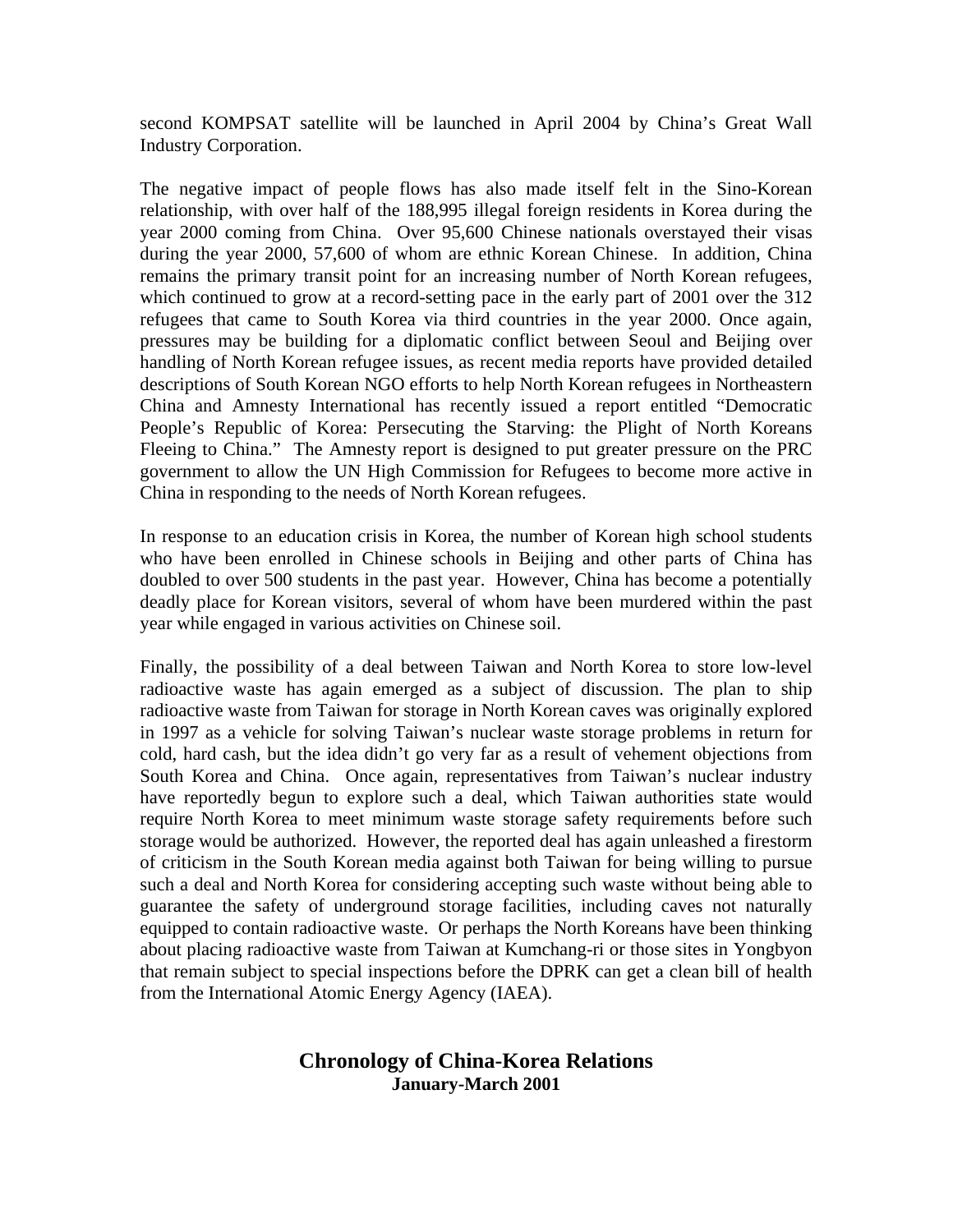second KOMPSAT satellite will be launched in April 2004 by China's Great Wall Industry Corporation.

The negative impact of people flows has also made itself felt in the Sino-Korean relationship, with over half of the 188,995 illegal foreign residents in Korea during the year 2000 coming from China. Over 95,600 Chinese nationals overstayed their visas during the year 2000, 57,600 of whom are ethnic Korean Chinese. In addition, China remains the primary transit point for an increasing number of North Korean refugees, which continued to grow at a record-setting pace in the early part of 2001 over the 312 refugees that came to South Korea via third countries in the year 2000. Once again, pressures may be building for a diplomatic conflict between Seoul and Beijing over handling of North Korean refugee issues, as recent media reports have provided detailed descriptions of South Korean NGO efforts to help North Korean refugees in Northeastern China and Amnesty International has recently issued a report entitled "Democratic People's Republic of Korea: Persecuting the Starving: the Plight of North Koreans Fleeing to China." The Amnesty report is designed to put greater pressure on the PRC government to allow the UN High Commission for Refugees to become more active in China in responding to the needs of North Korean refugees.

In response to an education crisis in Korea, the number of Korean high school students who have been enrolled in Chinese schools in Beijing and other parts of China has doubled to over 500 students in the past year. However, China has become a potentially deadly place for Korean visitors, several of whom have been murdered within the past year while engaged in various activities on Chinese soil.

Finally, the possibility of a deal between Taiwan and North Korea to store low-level radioactive waste has again emerged as a subject of discussion. The plan to ship radioactive waste from Taiwan for storage in North Korean caves was originally explored in 1997 as a vehicle for solving Taiwan's nuclear waste storage problems in return for cold, hard cash, but the idea didn't go very far as a result of vehement objections from South Korea and China. Once again, representatives from Taiwan's nuclear industry have reportedly begun to explore such a deal, which Taiwan authorities state would require North Korea to meet minimum waste storage safety requirements before such storage would be authorized. However, the reported deal has again unleashed a firestorm of criticism in the South Korean media against both Taiwan for being willing to pursue such a deal and North Korea for considering accepting such waste without being able to guarantee the safety of underground storage facilities, including caves not naturally equipped to contain radioactive waste. Or perhaps the North Koreans have been thinking about placing radioactive waste from Taiwan at Kumchang-ri or those sites in Yongbyon that remain subject to special inspections before the DPRK can get a clean bill of health from the International Atomic Energy Agency (IAEA).

## Chronology of China-Korea Relations

**January-March 2001**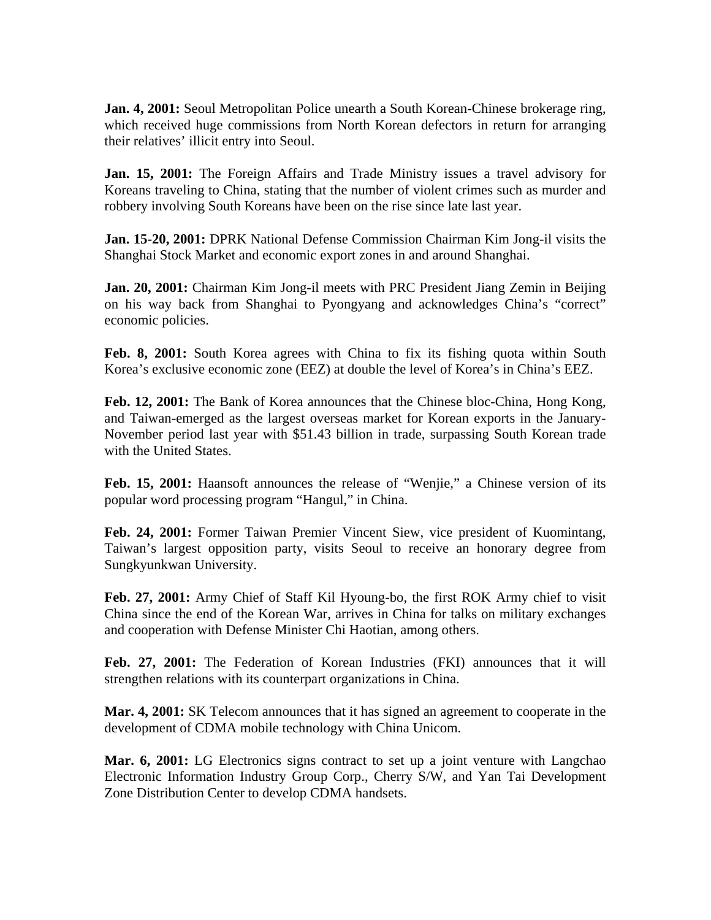**Jan. 4, 2001:** Seoul Metropolitan Police unearth a South Korean-Chinese brokerage ring, which received huge commissions from North Korean defectors in return for arranging their relatives' illicit entry into Seoul.

**Jan. 15, 2001:** The Foreign Affairs and Trade Ministry issues a travel advisory for Koreans traveling to China, stating that the number of violent crimes such as murder and robbery involving South Koreans have been on the rise since late last year.

**Jan. 15-20, 2001:** DPRK National Defense Commission Chairman Kim Jong-il visits the Shanghai Stock Market and economic export zones in and around Shanghai.

**Jan. 20, 2001:** Chairman Kim Jong-il meets with PRC President Jiang Zemin in Beijing on his way back from Shanghai to Pyongyang and acknowledges China's "correct" economic policies.

**Feb. 8, 2001:** South Korea agrees with China to fix its fishing quota within South Korea's exclusive economic zone (EEZ) at double the level of Korea's in China's EEZ.

**Feb. 12, 2001:** The Bank of Korea announces that the Chinese bloc-China, Hong Kong, and Taiwan-emerged as the largest overseas market for Korean exports in the January-November period last year with $51.43 billion in trade, surpassing South Korean trade with the United States.

**Feb. 15, 2001:** Haansoft announces the release of "Wenjie," a Chinese version of its popular word processing program "Hangul," in China.

**Feb. 24, 2001:** Former Taiwan Premier Vincent Siew, vice president of Kuomintang, Taiwan's largest opposition party, visits Seoul to receive an honorary degree from Sungkyunkwan University.

**Feb. 27, 2001:** Army Chief of Staff Kil Hyoung-bo, the first ROK Army chief to visit China since the end of the Korean War, arrives in China for talks on military exchanges and cooperation with Defense Minister Chi Haotian, among others.

**Feb. 27, 2001:** The Federation of Korean Industries (FKI) announces that it will strengthen relations with its counterpart organizations in China.

**Mar. 4, 2001:** SK Telecom announces that it has signed an agreement to cooperate in the development of CDMA mobile technology with China Unicom.

**Mar. 6, 2001:** LG Electronics signs contract to set up a joint venture with Langchao Electronic Information Industry Group Corp., Cherry S/W, and Yan Tai Development Zone Distribution Center to develop CDMA handsets.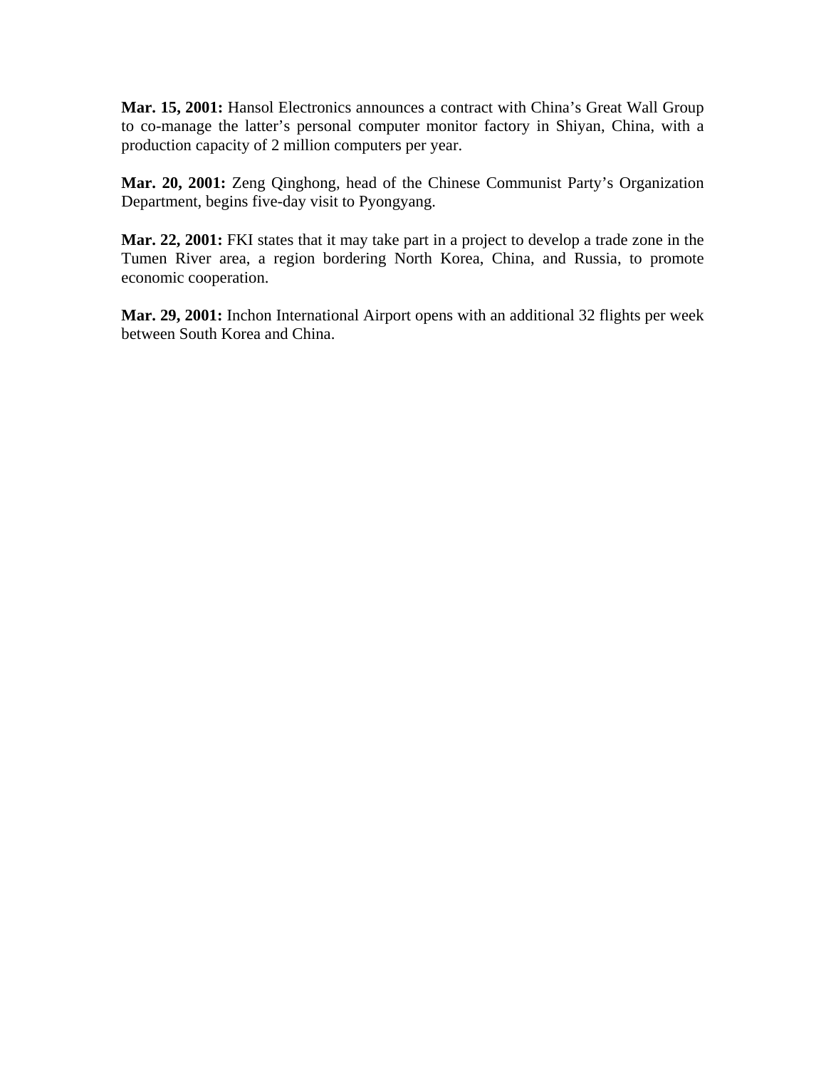**Mar. 15, 2001:** Hansol Electronics announces a contract with China's Great Wall Group to co-manage the latter's personal computer monitor factory in Shiyan, China, with a production capacity of 2 million computers per year.

**Mar. 20, 2001:** Zeng Qinghong, head of the Chinese Communist Party's Organization Department, begins five-day visit to Pyongyang.

**Mar. 22, 2001:** FKI states that it may take part in a project to develop a trade zone in the Tumen River area, a region bordering North Korea, China, and Russia, to promote economic cooperation.

**Mar. 29, 2001:** Inchon International Airport opens with an additional 32 flights per week between South Korea and China.